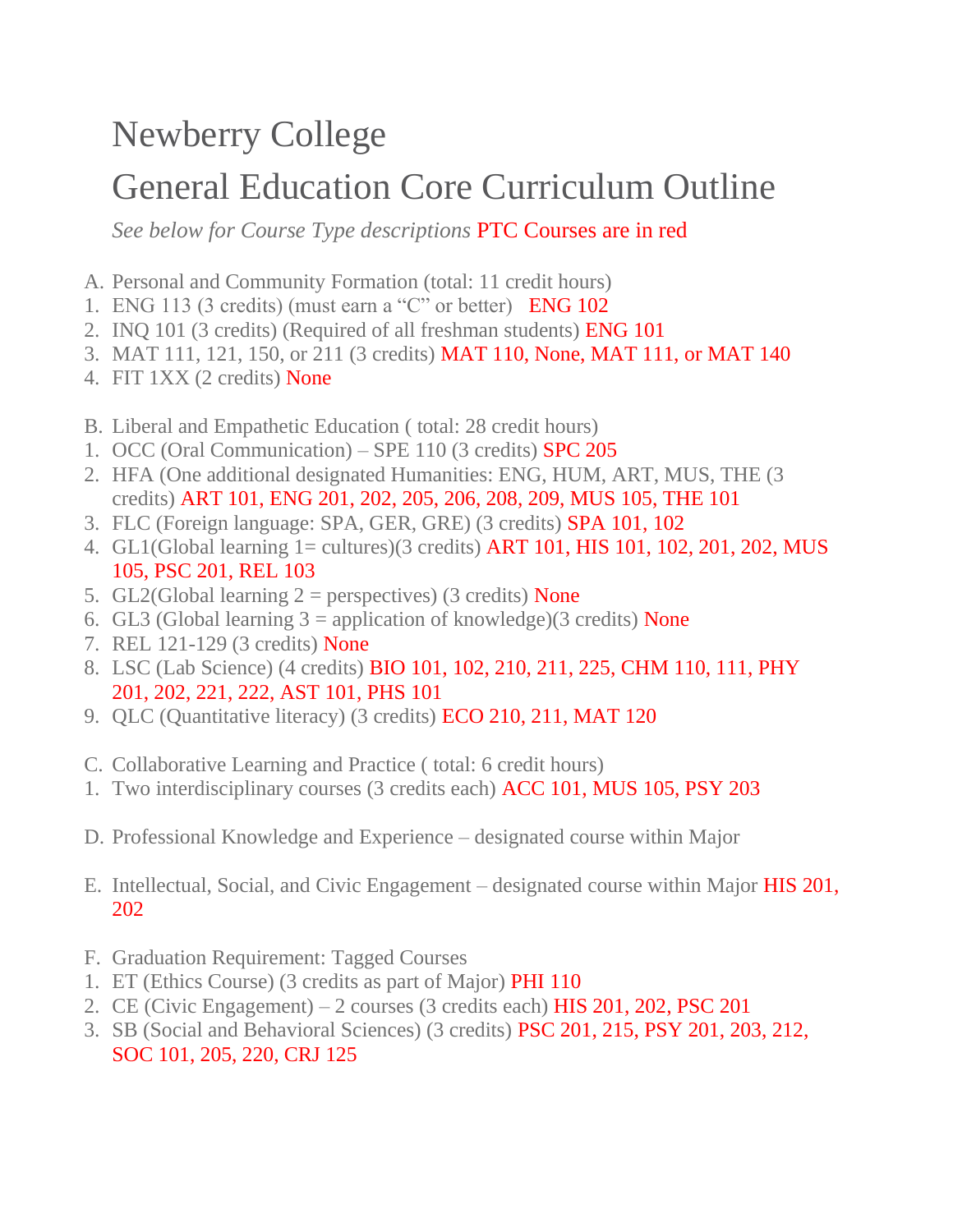# Newberry College

# General Education Core Curriculum Outline

*See below for Course Type descriptions* PTC Courses are in red

A. Personal and Community Formation (total: 11 credit hours)

1. ENG 113 (3 credits) (must earn a "C" or better) ENG 102
2. INQ 101 (3 credits) (Required of all freshman students) ENG 101
3. MAT 111, 121, 150, or 211 (3 credits) MAT 110, None, MAT 111, or MAT 140
4. FIT 1XX (2 credits) None

B. Liberal and Empathetic Education ( total: 28 credit hours)

1. OCC (Oral Communication) – SPE 110 (3 credits) SPC 205
2. HFA (One additional designated Humanities: ENG, HUM, ART, MUS, THE (3 credits) ART 101, ENG 201, 202, 205, 206, 208, 209, MUS 105, THE 101
3. FLC (Foreign language: SPA, GER, GRE) (3 credits) SPA 101, 102
4. GL1(Global learning 1= cultures)(3 credits) ART 101, HIS 101, 102, 201, 202, MUS 105, PSC 201, REL 103
5. GL2(Global learning 2 = perspectives) (3 credits) None
6. GL3 (Global learning 3 = application of knowledge)(3 credits) None
7. REL 121-129 (3 credits) None
8. LSC (Lab Science) (4 credits) BIO 101, 102, 210, 211, 225, CHM 110, 111, PHY 201, 202, 221, 222, AST 101, PHS 101
9. QLC (Quantitative literacy) (3 credits) ECO 210, 211, MAT 120

C. Collaborative Learning and Practice ( total: 6 credit hours)

1. Two interdisciplinary courses (3 credits each) ACC 101, MUS 105, PSY 203

D. Professional Knowledge and Experience – designated course within Major

E. Intellectual, Social, and Civic Engagement – designated course within Major HIS 201, 202

F. Graduation Requirement: Tagged Courses

1. ET (Ethics Course) (3 credits as part of Major) PHI 110
2. CE (Civic Engagement) – 2 courses (3 credits each) HIS 201, 202, PSC 201
3. SB (Social and Behavioral Sciences) (3 credits) PSC 201, 215, PSY 201, 203, 212, SOC 101, 205, 220, CRJ 125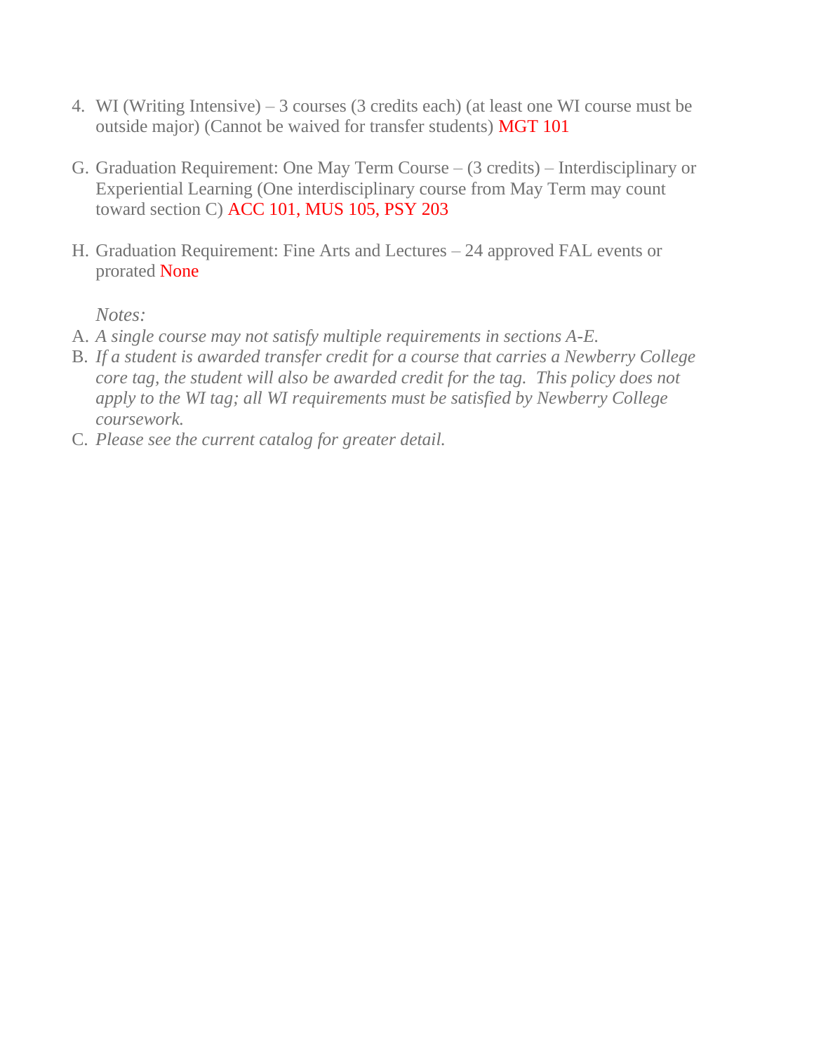4. WI (Writing Intensive) – 3 courses (3 credits each) (at least one WI course must be outside major) (Cannot be waived for transfer students) MGT 101

G. Graduation Requirement: One May Term Course – (3 credits) – Interdisciplinary or Experiential Learning (One interdisciplinary course from May Term may count toward section C) ACC 101, MUS 105, PSY 203

H. Graduation Requirement: Fine Arts and Lectures – 24 approved FAL events or prorated None

*Notes:*

A. *A single course may not satisfy multiple requirements in sections A-E.*
B. *If a student is awarded transfer credit for a course that carries a Newberry College core tag, the student will also be awarded credit for the tag. This policy does not apply to the WI tag; all WI requirements must be satisfied by Newberry College coursework.*
C. *Please see the current catalog for greater detail.*